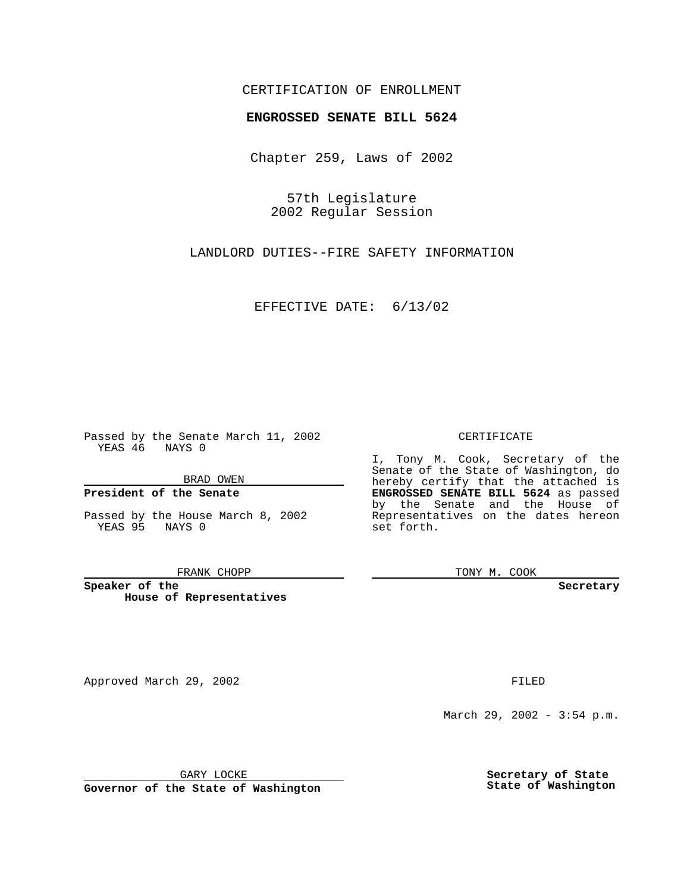CERTIFICATION OF ENROLLMENT

**ENGROSSED SENATE BILL 5624**

Chapter 259, Laws of 2002

57th Legislature
2002 Regular Session

LANDLORD DUTIES--FIRE SAFETY INFORMATION

EFFECTIVE DATE: 6/13/02

Passed by the Senate March 11, 2002
YEAS 46 NAYS 0

BRAD OWEN

**President of the Senate**

Passed by the House March 8, 2002
YEAS 95 NAYS 0

FRANK CHOPP

**Speaker of the House of Representatives**

CERTIFICATE

I, Tony M. Cook, Secretary of the Senate of the State of Washington, do hereby certify that the attached is **ENGROSSED SENATE BILL 5624** as passed by the Senate and the House of Representatives on the dates hereon set forth.

TONY M. COOK

**Secretary**

Approved March 29, 2002

FILED

March 29, 2002 - 3:54 p.m.

GARY LOCKE

**Governor of the State of Washington**

**Secretary of State**
**State of Washington**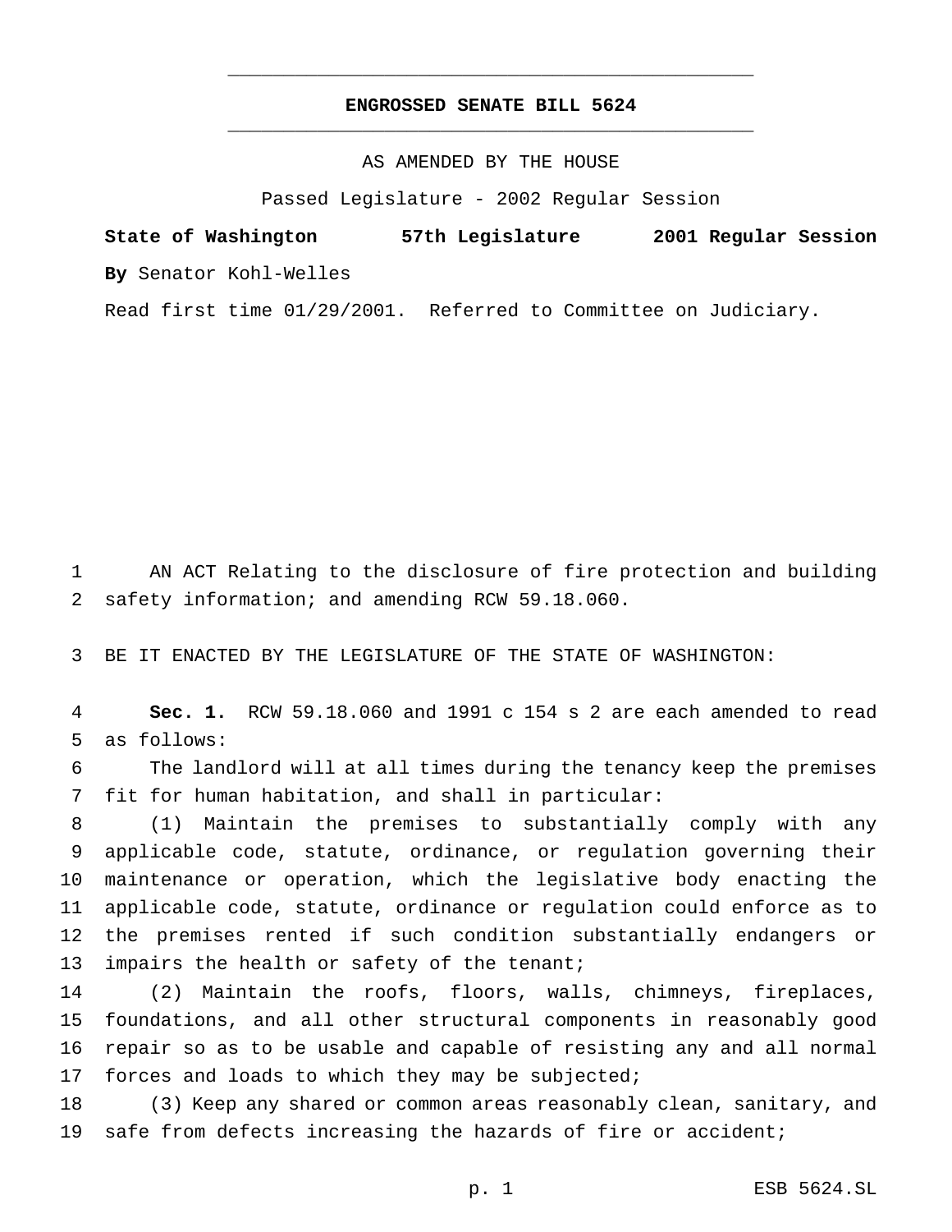**ENGROSSED SENATE BILL 5624**

AS AMENDED BY THE HOUSE

Passed Legislature - 2002 Regular Session

**State of Washington 57th Legislature 2001 Regular Session**

**By** Senator Kohl-Welles

Read first time 01/29/2001. Referred to Committee on Judiciary.

AN ACT Relating to the disclosure of fire protection and building safety information; and amending RCW 59.18.060.

BE IT ENACTED BY THE LEGISLATURE OF THE STATE OF WASHINGTON:

**Sec. 1.** RCW 59.18.060 and 1991 c 154 s 2 are each amended to read as follows:

The landlord will at all times during the tenancy keep the premises fit for human habitation, and shall in particular:

(1) Maintain the premises to substantially comply with any applicable code, statute, ordinance, or regulation governing their maintenance or operation, which the legislative body enacting the applicable code, statute, ordinance or regulation could enforce as to the premises rented if such condition substantially endangers or impairs the health or safety of the tenant;

(2) Maintain the roofs, floors, walls, chimneys, fireplaces, foundations, and all other structural components in reasonably good repair so as to be usable and capable of resisting any and all normal forces and loads to which they may be subjected;

(3) Keep any shared or common areas reasonably clean, sanitary, and safe from defects increasing the hazards of fire or accident;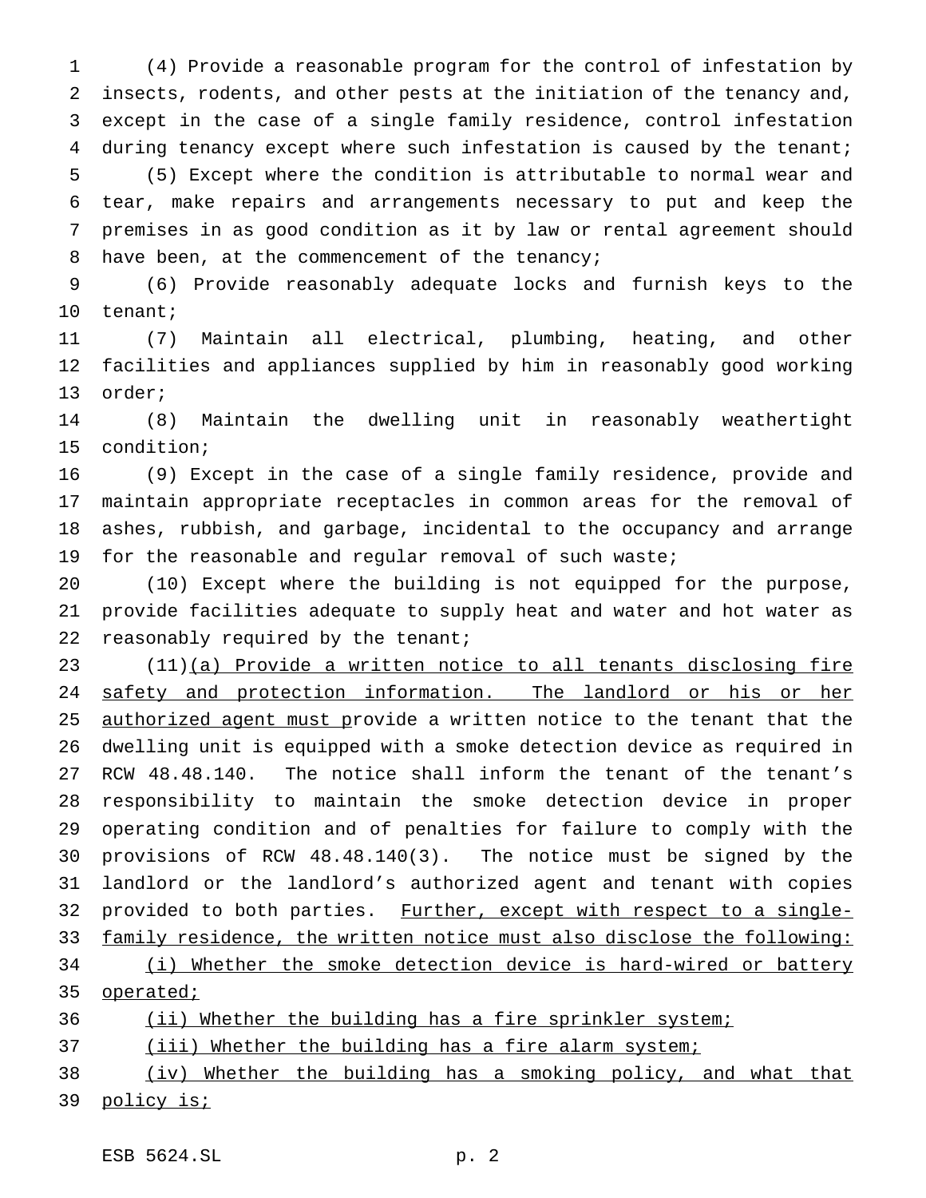(4) Provide a reasonable program for the control of infestation by insects, rodents, and other pests at the initiation of the tenancy and, except in the case of a single family residence, control infestation during tenancy except where such infestation is caused by the tenant;

(5) Except where the condition is attributable to normal wear and tear, make repairs and arrangements necessary to put and keep the premises in as good condition as it by law or rental agreement should have been, at the commencement of the tenancy;

(6) Provide reasonably adequate locks and furnish keys to the tenant;

(7) Maintain all electrical, plumbing, heating, and other facilities and appliances supplied by him in reasonably good working order;

(8) Maintain the dwelling unit in reasonably weathertight condition;

(9) Except in the case of a single family residence, provide and maintain appropriate receptacles in common areas for the removal of ashes, rubbish, and garbage, incidental to the occupancy and arrange for the reasonable and regular removal of such waste;

(10) Except where the building is not equipped for the purpose, provide facilities adequate to supply heat and water and hot water as reasonably required by the tenant;

(11)(a) Provide a written notice to all tenants disclosing fire safety and protection information. The landlord or his or her authorized agent must provide a written notice to the tenant that the dwelling unit is equipped with a smoke detection device as required in RCW 48.48.140. The notice shall inform the tenant of the tenant's responsibility to maintain the smoke detection device in proper operating condition and of penalties for failure to comply with the provisions of RCW 48.48.140(3). The notice must be signed by the landlord or the landlord's authorized agent and tenant with copies provided to both parties. Further, except with respect to a single-family residence, the written notice must also disclose the following:

(i) Whether the smoke detection device is hard-wired or battery operated;

(ii) Whether the building has a fire sprinkler system;

(iii) Whether the building has a fire alarm system;

(iv) Whether the building has a smoking policy, and what that policy is;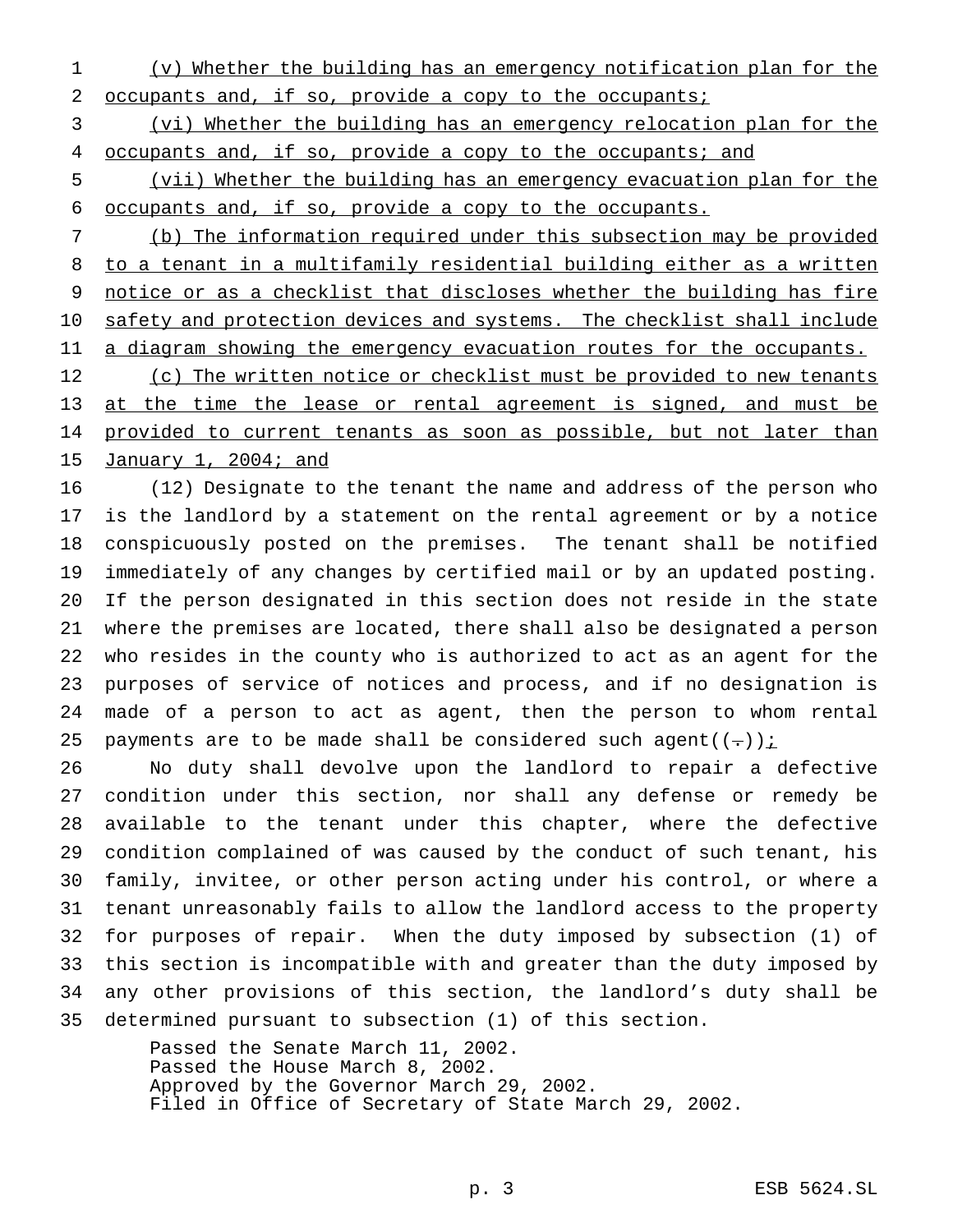(v) Whether the building has an emergency notification plan for the occupants and, if so, provide a copy to the occupants;

(vi) Whether the building has an emergency relocation plan for the occupants and, if so, provide a copy to the occupants; and

(vii) Whether the building has an emergency evacuation plan for the occupants and, if so, provide a copy to the occupants.

(b) The information required under this subsection may be provided to a tenant in a multifamily residential building either as a written notice or as a checklist that discloses whether the building has fire safety and protection devices and systems. The checklist shall include a diagram showing the emergency evacuation routes for the occupants.

(c) The written notice or checklist must be provided to new tenants at the time the lease or rental agreement is signed, and must be provided to current tenants as soon as possible, but not later than January 1, 2004; and

(12) Designate to the tenant the name and address of the person who is the landlord by a statement on the rental agreement or by a notice conspicuously posted on the premises. The tenant shall be notified immediately of any changes by certified mail or by an updated posting. If the person designated in this section does not reside in the state where the premises are located, there shall also be designated a person who resides in the county who is authorized to act as an agent for the purposes of service of notices and process, and if no designation is made of a person to act as agent, then the person to whom rental payments are to be made shall be considered such agent((.));

No duty shall devolve upon the landlord to repair a defective condition under this section, nor shall any defense or remedy be available to the tenant under this chapter, where the defective condition complained of was caused by the conduct of such tenant, his family, invitee, or other person acting under his control, or where a tenant unreasonably fails to allow the landlord access to the property for purposes of repair. When the duty imposed by subsection (1) of this section is incompatible with and greater than the duty imposed by any other provisions of this section, the landlord's duty shall be determined pursuant to subsection (1) of this section.

Passed the Senate March 11, 2002.
Passed the House March 8, 2002.
Approved by the Governor March 29, 2002.
Filed in Office of Secretary of State March 29, 2002.